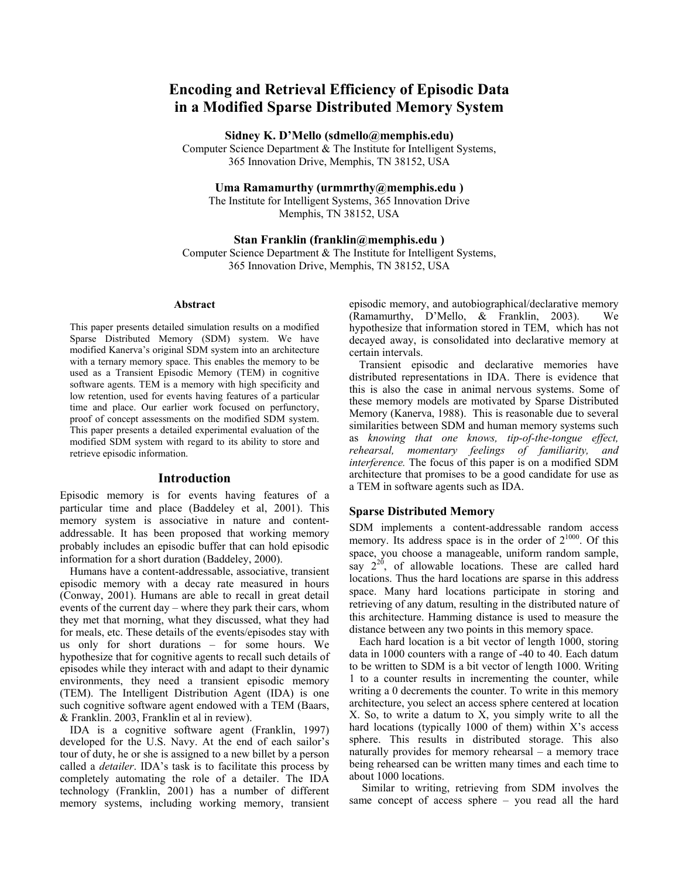# Encoding and Retrieval Efficiency of Episodic Data in a Modified Sparse Distributed Memory System

**Sidney K. D'Mello (sdmello@memphis.edu)**
Computer Science Department & The Institute for Intelligent Systems,
365 Innovation Drive, Memphis, TN 38152, USA

**Uma Ramamurthy (urmmrthy@memphis.edu )**
The Institute for Intelligent Systems, 365 Innovation Drive
Memphis, TN 38152, USA

**Stan Franklin (franklin@memphis.edu )**
Computer Science Department & The Institute for Intelligent Systems,
365 Innovation Drive, Memphis, TN 38152, USA

## Abstract

This paper presents detailed simulation results on a modified Sparse Distributed Memory (SDM) system. We have modified Kanerva's original SDM system into an architecture with a ternary memory space. This enables the memory to be used as a Transient Episodic Memory (TEM) in cognitive software agents. TEM is a memory with high specificity and low retention, used for events having features of a particular time and place. Our earlier work focused on perfunctory, proof of concept assessments on the modified SDM system. This paper presents a detailed experimental evaluation of the modified SDM system with regard to its ability to store and retrieve episodic information.

## Introduction

Episodic memory is for events having features of a particular time and place (Baddeley et al, 2001). This memory system is associative in nature and content-addressable. It has been proposed that working memory probably includes an episodic buffer that can hold episodic information for a short duration (Baddeley, 2000).

Humans have a content-addressable, associative, transient episodic memory with a decay rate measured in hours (Conway, 2001). Humans are able to recall in great detail events of the current day – where they park their cars, whom they met that morning, what they discussed, what they had for meals, etc. These details of the events/episodes stay with us only for short durations – for some hours. We hypothesize that for cognitive agents to recall such details of episodes while they interact with and adapt to their dynamic environments, they need a transient episodic memory (TEM). The Intelligent Distribution Agent (IDA) is one such cognitive software agent endowed with a TEM (Baars, & Franklin. 2003, Franklin et al in review).

IDA is a cognitive software agent (Franklin, 1997) developed for the U.S. Navy. At the end of each sailor's tour of duty, he or she is assigned to a new billet by a person called a *detailer*. IDA's task is to facilitate this process by completely automating the role of a detailer. The IDA technology (Franklin, 2001) has a number of different memory systems, including working memory, transient episodic memory, and autobiographical/declarative memory (Ramamurthy, D'Mello, & Franklin, 2003). We hypothesize that information stored in TEM, which has not decayed away, is consolidated into declarative memory at certain intervals.

Transient episodic and declarative memories have distributed representations in IDA. There is evidence that this is also the case in animal nervous systems. Some of these memory models are motivated by Sparse Distributed Memory (Kanerva, 1988). This is reasonable due to several similarities between SDM and human memory systems such as *knowing that one knows, tip-of-the-tongue effect, rehearsal, momentary feelings of familiarity, and interference.* The focus of this paper is on a modified SDM architecture that promises to be a good candidate for use as a TEM in software agents such as IDA.

### Sparse Distributed Memory

SDM implements a content-addressable random access memory. Its address space is in the order of $2^{1000}$. Of this space, you choose a manageable, uniform random sample, say $2^{20}$, of allowable locations. These are called hard locations. Thus the hard locations are sparse in this address space. Many hard locations participate in storing and retrieving of any datum, resulting in the distributed nature of this architecture. Hamming distance is used to measure the distance between any two points in this memory space.

Each hard location is a bit vector of length 1000, storing data in 1000 counters with a range of -40 to 40. Each datum to be written to SDM is a bit vector of length 1000. Writing 1 to a counter results in incrementing the counter, while writing a 0 decrements the counter. To write in this memory architecture, you select an access sphere centered at location X. So, to write a datum to X, you simply write to all the hard locations (typically 1000 of them) within X's access sphere. This results in distributed storage. This also naturally provides for memory rehearsal – a memory trace being rehearsed can be written many times and each time to about 1000 locations.

Similar to writing, retrieving from SDM involves the same concept of access sphere – you read all the hard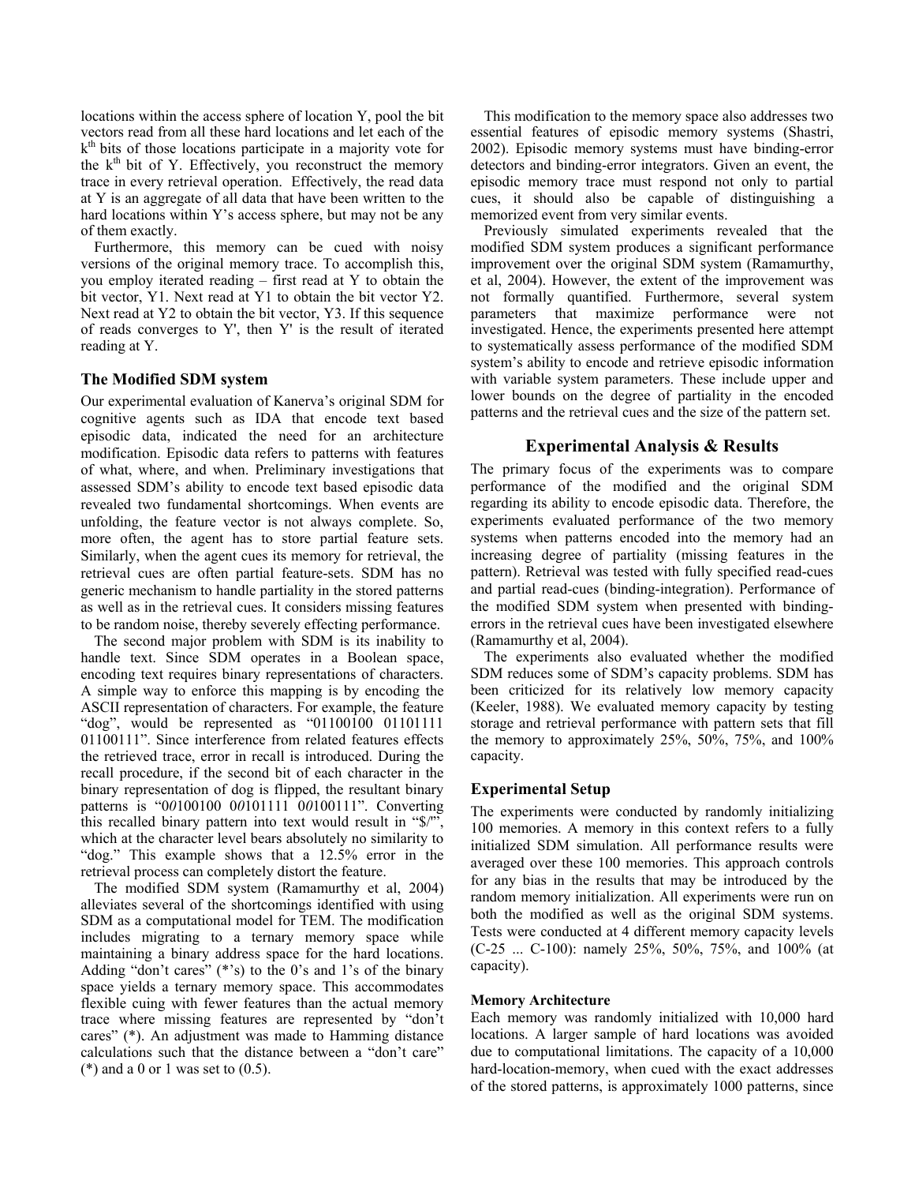locations within the access sphere of location Y, pool the bit vectors read from all these hard locations and let each of the $k^{th}$ bits of those locations participate in a majority vote for the $k^{th}$ bit of Y. Effectively, you reconstruct the memory trace in every retrieval operation. Effectively, the read data at Y is an aggregate of all data that have been written to the hard locations within Y's access sphere, but may not be any of them exactly.

Furthermore, this memory can be cued with noisy versions of the original memory trace. To accomplish this, you employ iterated reading – first read at Y to obtain the bit vector, Y1. Next read at Y1 to obtain the bit vector Y2. Next read at Y2 to obtain the bit vector, Y3. If this sequence of reads converges to Y', then Y' is the result of iterated reading at Y.

### The Modified SDM system

Our experimental evaluation of Kanerva's original SDM for cognitive agents such as IDA that encode text based episodic data, indicated the need for an architecture modification. Episodic data refers to patterns with features of what, where, and when. Preliminary investigations that assessed SDM's ability to encode text based episodic data revealed two fundamental shortcomings. When events are unfolding, the feature vector is not always complete. So, more often, the agent has to store partial feature sets. Similarly, when the agent cues its memory for retrieval, the retrieval cues are often partial feature-sets. SDM has no generic mechanism to handle partiality in the stored patterns as well as in the retrieval cues. It considers missing features to be random noise, thereby severely effecting performance.

The second major problem with SDM is its inability to handle text. Since SDM operates in a Boolean space, encoding text requires binary representations of characters. A simple way to enforce this mapping is by encoding the ASCII representation of characters. For example, the feature "dog", would be represented as "01100100 01101111 01100111". Since interference from related features effects the retrieved trace, error in recall is introduced. During the recall procedure, if the second bit of each character in the binary representation of dog is flipped, the resultant binary patterns is "0*0*100100 0*0*101111 0*0*100111". Converting this recalled binary pattern into text would result in "$/'", which at the character level bears absolutely no similarity to "dog." This example shows that a 12.5% error in the retrieval process can completely distort the feature.

The modified SDM system (Ramamurthy et al, 2004) alleviates several of the shortcomings identified with using SDM as a computational model for TEM. The modification includes migrating to a ternary memory space while maintaining a binary address space for the hard locations. Adding "don't cares" (*'s) to the 0's and 1's of the binary space yields a ternary memory space. This accommodates flexible cuing with fewer features than the actual memory trace where missing features are represented by "don't cares" (*). An adjustment was made to Hamming distance calculations such that the distance between a "don't care" (*) and a 0 or 1 was set to (0.5).

This modification to the memory space also addresses two essential features of episodic memory systems (Shastri, 2002). Episodic memory systems must have binding-error detectors and binding-error integrators. Given an event, the episodic memory trace must respond not only to partial cues, it should also be capable of distinguishing a memorized event from very similar events.

Previously simulated experiments revealed that the modified SDM system produces a significant performance improvement over the original SDM system (Ramamurthy, et al, 2004). However, the extent of the improvement was not formally quantified. Furthermore, several system parameters that maximize performance were not investigated. Hence, the experiments presented here attempt to systematically assess performance of the modified SDM system's ability to encode and retrieve episodic information with variable system parameters. These include upper and lower bounds on the degree of partiality in the encoded patterns and the retrieval cues and the size of the pattern set.

## Experimental Analysis & Results

The primary focus of the experiments was to compare performance of the modified and the original SDM regarding its ability to encode episodic data. Therefore, the experiments evaluated performance of the two memory systems when patterns encoded into the memory had an increasing degree of partiality (missing features in the pattern). Retrieval was tested with fully specified read-cues and partial read-cues (binding-integration). Performance of the modified SDM system when presented with binding-errors in the retrieval cues have been investigated elsewhere (Ramamurthy et al, 2004).

The experiments also evaluated whether the modified SDM reduces some of SDM's capacity problems. SDM has been criticized for its relatively low memory capacity (Keeler, 1988). We evaluated memory capacity by testing storage and retrieval performance with pattern sets that fill the memory to approximately 25%, 50%, 75%, and 100% capacity.

### Experimental Setup

The experiments were conducted by randomly initializing 100 memories. A memory in this context refers to a fully initialized SDM simulation. All performance results were averaged over these 100 memories. This approach controls for any bias in the results that may be introduced by the random memory initialization. All experiments were run on both the modified as well as the original SDM systems. Tests were conducted at 4 different memory capacity levels (C-25 ... C-100): namely 25%, 50%, 75%, and 100% (at capacity).

#### Memory Architecture

Each memory was randomly initialized with 10,000 hard locations. A larger sample of hard locations was avoided due to computational limitations. The capacity of a 10,000 hard-location-memory, when cued with the exact addresses of the stored patterns, is approximately 1000 patterns, since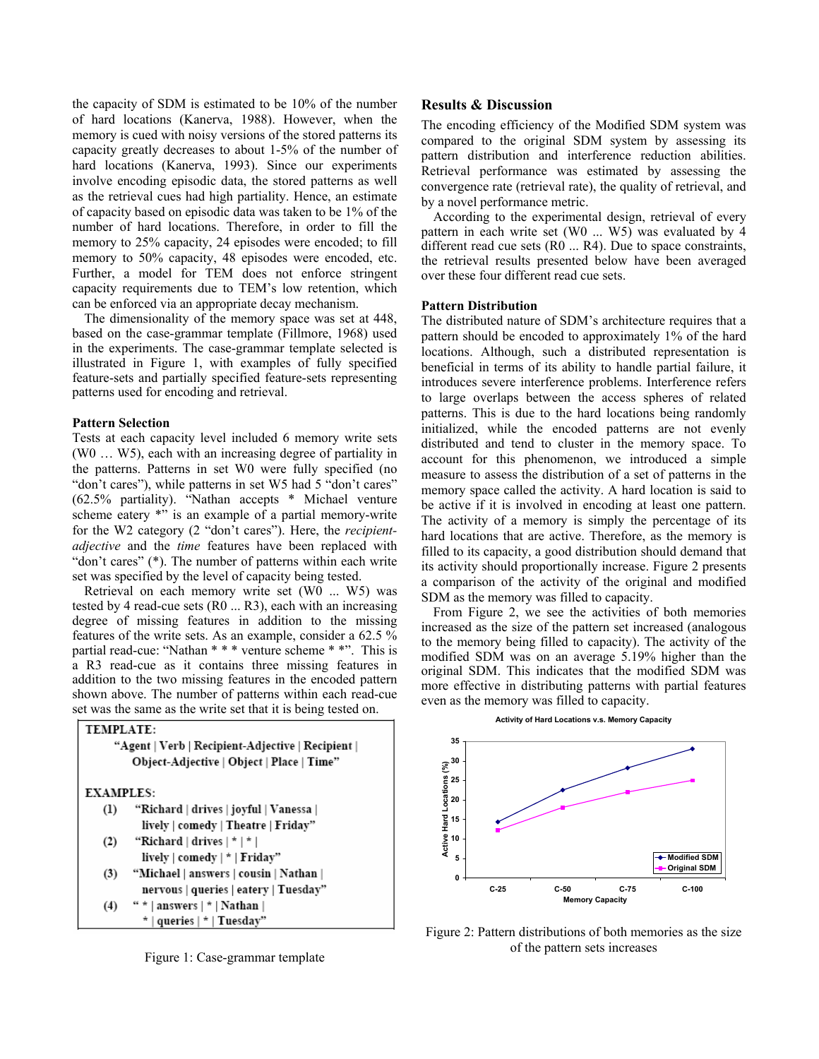the capacity of SDM is estimated to be 10% of the number of hard locations (Kanerva, 1988). However, when the memory is cued with noisy versions of the stored patterns its capacity greatly decreases to about 1-5% of the number of hard locations (Kanerva, 1993). Since our experiments involve encoding episodic data, the stored patterns as well as the retrieval cues had high partiality. Hence, an estimate of capacity based on episodic data was taken to be 1% of the number of hard locations. Therefore, in order to fill the memory to 25% capacity, 24 episodes were encoded; to fill memory to 50% capacity, 48 episodes were encoded, etc. Further, a model for TEM does not enforce stringent capacity requirements due to TEM's low retention, which can be enforced via an appropriate decay mechanism.

The dimensionality of the memory space was set at 448, based on the case-grammar template (Fillmore, 1968) used in the experiments. The case-grammar template selected is illustrated in Figure 1, with examples of fully specified feature-sets and partially specified feature-sets representing patterns used for encoding and retrieval.

### Pattern Selection

Tests at each capacity level included 6 memory write sets (W0 … W5), each with an increasing degree of partiality in the patterns. Patterns in set W0 were fully specified (no "don't cares"), while patterns in set W5 had 5 "don't cares" (62.5% partiality). "Nathan accepts * Michael venture scheme eatery *" is an example of a partial memory-write for the W2 category (2 "don't cares"). Here, the *recipient-adjective* and the *time* features have been replaced with "don't cares" (*). The number of patterns within each write set was specified by the level of capacity being tested.

Retrieval on each memory write set (W0 ... W5) was tested by 4 read-cue sets (R0 ... R3), each with an increasing degree of missing features in addition to the missing features of the write sets. As an example, consider a 62.5 % partial read-cue: "Nathan * * * venture scheme * *". This is a R3 read-cue as it contains three missing features in addition to the two missing features in the encoded pattern shown above. The number of patterns within each read-cue set was the same as the write set that it is being tested on.

**TEMPLATE:**

"Agent | Verb | Recipient-Adjective | Recipient | Object-Adjective | Object | Place | Time"

**EXAMPLES:**

(1) "Richard | drives | joyful | Vanessa | lively | comedy | Theatre | Friday"

(2) "Richard | drives | * | * | lively | comedy | * | Friday"

(3) "Michael | answers | cousin | Nathan | nervous | queries | eatery | Tuesday"

(4) " * | answers | * | Nathan | * | queries | * | Tuesday"

Figure 1: Case-grammar template

## Results & Discussion

The encoding efficiency of the Modified SDM system was compared to the original SDM system by assessing its pattern distribution and interference reduction abilities. Retrieval performance was estimated by assessing the convergence rate (retrieval rate), the quality of retrieval, and by a novel performance metric.

According to the experimental design, retrieval of every pattern in each write set (W0 ... W5) was evaluated by 4 different read cue sets (R0 ... R4). Due to space constraints, the retrieval results presented below have been averaged over these four different read cue sets.

### Pattern Distribution

The distributed nature of SDM's architecture requires that a pattern should be encoded to approximately 1% of the hard locations. Although, such a distributed representation is beneficial in terms of its ability to handle partial failure, it introduces severe interference problems. Interference refers to large overlaps between the access spheres of related patterns. This is due to the hard locations being randomly initialized, while the encoded patterns are not evenly distributed and tend to cluster in the memory space. To account for this phenomenon, we introduced a simple measure to assess the distribution of a set of patterns in the memory space called the activity. A hard location is said to be active if it is involved in encoding at least one pattern. The activity of a memory is simply the percentage of its hard locations that are active. Therefore, as the memory is filled to its capacity, a good distribution should demand that its activity should proportionally increase. Figure 2 presents a comparison of the activity of the original and modified SDM as the memory was filled to capacity.

From Figure 2, we see the activities of both memories increased as the size of the pattern set increased (analogous to the memory being filled to capacity). The activity of the modified SDM was on an average 5.19% higher than the original SDM. This indicates that the modified SDM was more effective in distributing patterns with partial features even as the memory was filled to capacity.

Figure 2: Pattern distributions of both memories as the size of the pattern sets increases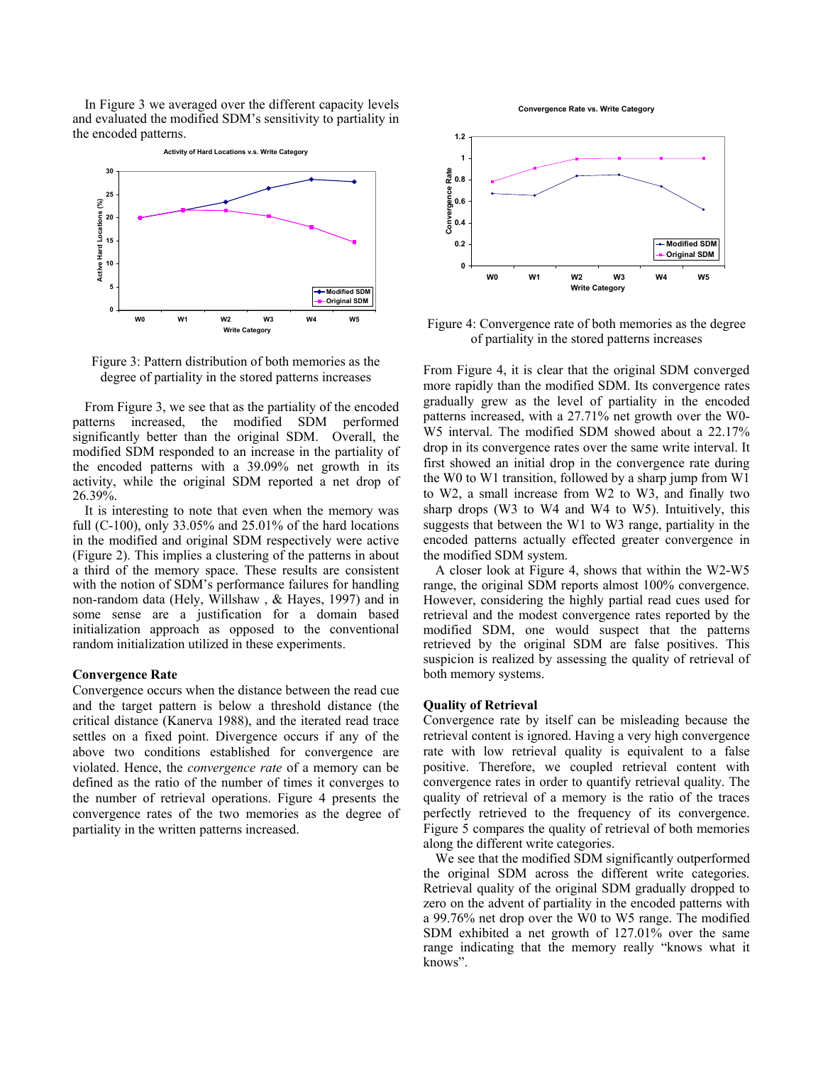In Figure 3 we averaged over the different capacity levels and evaluated the modified SDM's sensitivity to partiality in the encoded patterns.

Figure 3: Pattern distribution of both memories as the degree of partiality in the stored patterns increases

From Figure 3, we see that as the partiality of the encoded patterns increased, the modified SDM performed significantly better than the original SDM. Overall, the modified SDM responded to an increase in the partiality of the encoded patterns with a 39.09% net growth in its activity, while the original SDM reported a net drop of 26.39%.

It is interesting to note that even when the memory was full (C-100), only 33.05% and 25.01% of the hard locations in the modified and original SDM respectively were active (Figure 2). This implies a clustering of the patterns in about a third of the memory space. These results are consistent with the notion of SDM's performance failures for handling non-random data (Hely, Willshaw , & Hayes, 1997) and in some sense are a justification for a domain based initialization approach as opposed to the conventional random initialization utilized in these experiments.

**Convergence Rate**

Convergence occurs when the distance between the read cue and the target pattern is below a threshold distance (the critical distance (Kanerva 1988), and the iterated read trace settles on a fixed point. Divergence occurs if any of the above two conditions established for convergence are violated. Hence, the *convergence rate* of a memory can be defined as the ratio of the number of times it converges to the number of retrieval operations. Figure 4 presents the convergence rates of the two memories as the degree of partiality in the written patterns increased.

Figure 4: Convergence rate of both memories as the degree of partiality in the stored patterns increases

From Figure 4, it is clear that the original SDM converged more rapidly than the modified SDM. Its convergence rates gradually grew as the level of partiality in the encoded patterns increased, with a 27.71% net growth over the W0-W5 interval. The modified SDM showed about a 22.17% drop in its convergence rates over the same write interval. It first showed an initial drop in the convergence rate during the W0 to W1 transition, followed by a sharp jump from W1 to W2, a small increase from W2 to W3, and finally two sharp drops (W3 to W4 and W4 to W5). Intuitively, this suggests that between the W1 to W3 range, partiality in the encoded patterns actually effected greater convergence in the modified SDM system.

A closer look at Figure 4, shows that within the W2-W5 range, the original SDM reports almost 100% convergence. However, considering the highly partial read cues used for retrieval and the modest convergence rates reported by the modified SDM, one would suspect that the patterns retrieved by the original SDM are false positives. This suspicion is realized by assessing the quality of retrieval of both memory systems.

**Quality of Retrieval**

Convergence rate by itself can be misleading because the retrieval content is ignored. Having a very high convergence rate with low retrieval quality is equivalent to a false positive. Therefore, we coupled retrieval content with convergence rates in order to quantify retrieval quality. The quality of retrieval of a memory is the ratio of the traces perfectly retrieved to the frequency of its convergence. Figure 5 compares the quality of retrieval of both memories along the different write categories.

We see that the modified SDM significantly outperformed the original SDM across the different write categories. Retrieval quality of the original SDM gradually dropped to zero on the advent of partiality in the encoded patterns with a 99.76% net drop over the W0 to W5 range. The modified SDM exhibited a net growth of 127.01% over the same range indicating that the memory really "knows what it knows".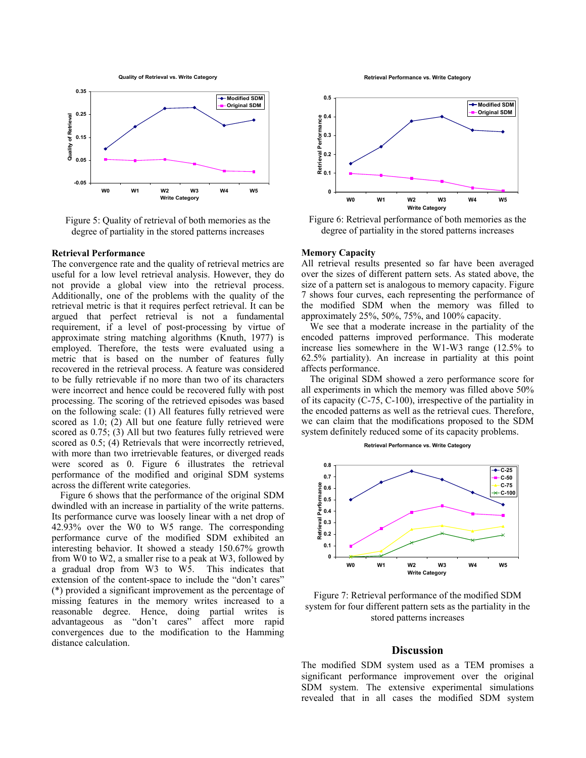Figure 5: Quality of retrieval of both memories as the degree of partiality in the stored patterns increases

Figure 6: Retrieval performance of both memories as the degree of partiality in the stored patterns increases

### Retrieval Performance

The convergence rate and the quality of retrieval metrics are useful for a low level retrieval analysis. However, they do not provide a global view into the retrieval process. Additionally, one of the problems with the quality of the retrieval metric is that it requires perfect retrieval. It can be argued that perfect retrieval is not a fundamental requirement, if a level of post-processing by virtue of approximate string matching algorithms (Knuth, 1977) is employed. Therefore, the tests were evaluated using a metric that is based on the number of features fully recovered in the retrieval process. A feature was considered to be fully retrievable if no more than two of its characters were incorrect and hence could be recovered fully with post processing. The scoring of the retrieved episodes was based on the following scale: (1) All features fully retrieved were scored as 1.0; (2) All but one feature fully retrieved were scored as 0.75; (3) All but two features fully retrieved were scored as 0.5; (4) Retrievals that were incorrectly retrieved, with more than two irretrievable features, or diverged reads were scored as 0. Figure 6 illustrates the retrieval performance of the modified and original SDM systems across the different write categories.

Figure 6 shows that the performance of the original SDM dwindled with an increase in partiality of the write patterns. Its performance curve was loosely linear with a net drop of 42.93% over the W0 to W5 range. The corresponding performance curve of the modified SDM exhibited an interesting behavior. It showed a steady 150.67% growth from W0 to W2, a smaller rise to a peak at W3, followed by a gradual drop from W3 to W5. This indicates that extension of the content-space to include the "don't cares" (*) provided a significant improvement as the percentage of missing features in the memory writes increased to a reasonable degree. Hence, doing partial writes is advantageous as "don't cares" affect more rapid convergences due to the modification to the Hamming distance calculation.

### Memory Capacity

All retrieval results presented so far have been averaged over the sizes of different pattern sets. As stated above, the size of a pattern set is analogous to memory capacity. Figure 7 shows four curves, each representing the performance of the modified SDM when the memory was filled to approximately 25%, 50%, 75%, and 100% capacity.

We see that a moderate increase in the partiality of the encoded patterns improved performance. This moderate increase lies somewhere in the W1-W3 range (12.5% to 62.5% partiality). An increase in partiality at this point affects performance.

The original SDM showed a zero performance score for all experiments in which the memory was filled above 50% of its capacity (C-75, C-100), irrespective of the partiality in the encoded patterns as well as the retrieval cues. Therefore, we can claim that the modifications proposed to the SDM system definitely reduced some of its capacity problems.

Figure 7: Retrieval performance of the modified SDM system for four different pattern sets as the partiality in the stored patterns increases

## Discussion

The modified SDM system used as a TEM promises a significant performance improvement over the original SDM system. The extensive experimental simulations revealed that in all cases the modified SDM system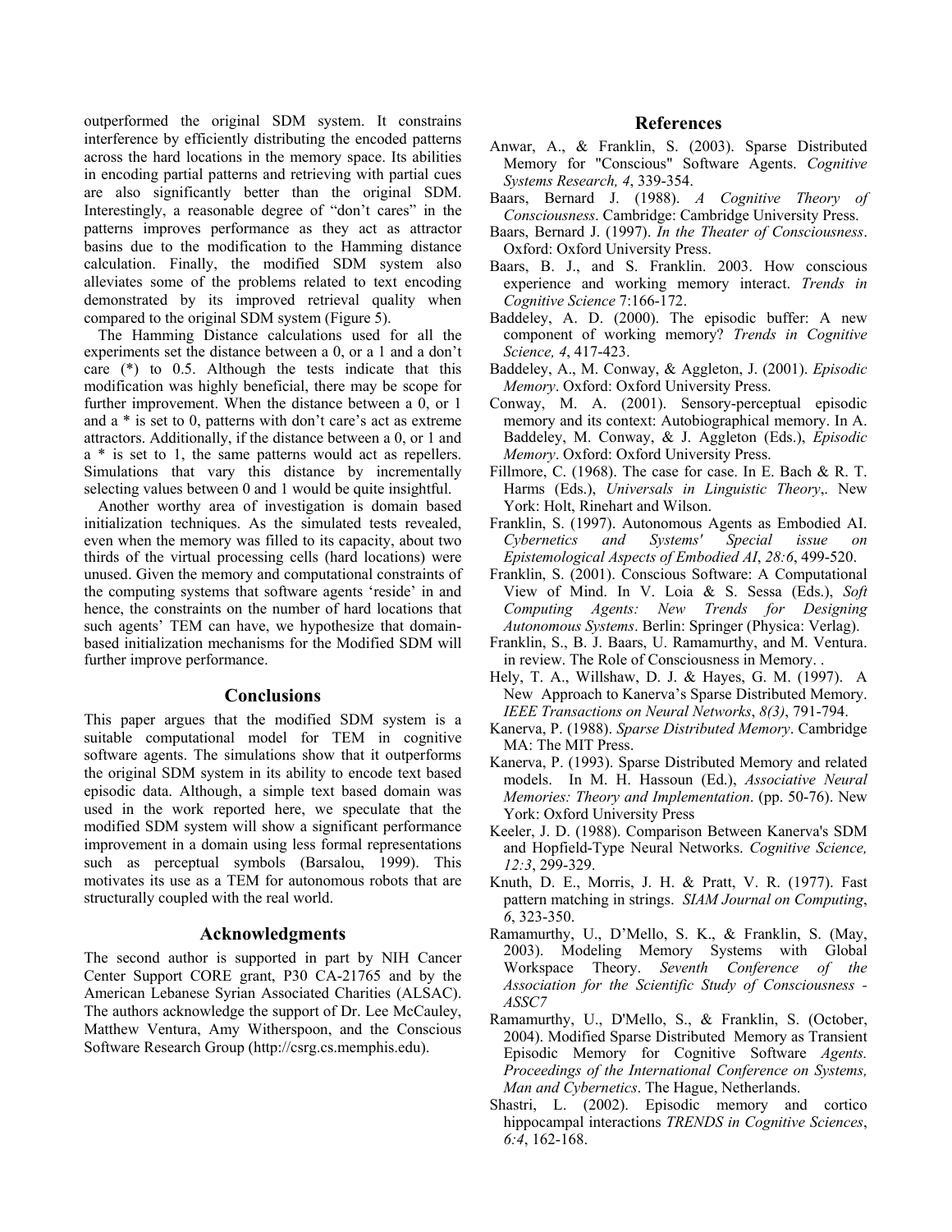outperformed the original SDM system. It constrains interference by efficiently distributing the encoded patterns across the hard locations in the memory space. Its abilities in encoding partial patterns and retrieving with partial cues are also significantly better than the original SDM. Interestingly, a reasonable degree of "don't cares" in the patterns improves performance as they act as attractor basins due to the modification to the Hamming distance calculation. Finally, the modified SDM system also alleviates some of the problems related to text encoding demonstrated by its improved retrieval quality when compared to the original SDM system (Figure 5).

The Hamming Distance calculations used for all the experiments set the distance between a 0, or a 1 and a don't care (*) to 0.5. Although the tests indicate that this modification was highly beneficial, there may be scope for further improvement. When the distance between a 0, or 1 and a * is set to 0, patterns with don't care's act as extreme attractors. Additionally, if the distance between a 0, or 1 and a * is set to 1, the same patterns would act as repellers. Simulations that vary this distance by incrementally selecting values between 0 and 1 would be quite insightful.

Another worthy area of investigation is domain based initialization techniques. As the simulated tests revealed, even when the memory was filled to its capacity, about two thirds of the virtual processing cells (hard locations) were unused. Given the memory and computational constraints of the computing systems that software agents 'reside' in and hence, the constraints on the number of hard locations that such agents' TEM can have, we hypothesize that domain-based initialization mechanisms for the Modified SDM will further improve performance.

## Conclusions

This paper argues that the modified SDM system is a suitable computational model for TEM in cognitive software agents. The simulations show that it outperforms the original SDM system in its ability to encode text based episodic data. Although, a simple text based domain was used in the work reported here, we speculate that the modified SDM system will show a significant performance improvement in a domain using less formal representations such as perceptual symbols (Barsalou, 1999). This motivates its use as a TEM for autonomous robots that are structurally coupled with the real world.

## Acknowledgments

The second author is supported in part by NIH Cancer Center Support CORE grant, P30 CA-21765 and by the American Lebanese Syrian Associated Charities (ALSAC). The authors acknowledge the support of Dr. Lee McCauley, Matthew Ventura, Amy Witherspoon, and the Conscious Software Research Group (http://csrg.cs.memphis.edu).

## References

Anwar, A., & Franklin, S. (2003). Sparse Distributed Memory for "Conscious" Software Agents. *Cognitive Systems Research, 4*, 339-354.

Baars, Bernard J. (1988). *A Cognitive Theory of Consciousness*. Cambridge: Cambridge University Press.

Baars, Bernard J. (1997). *In the Theater of Consciousness*. Oxford: Oxford University Press.

Baars, B. J., and S. Franklin. 2003. How conscious experience and working memory interact. *Trends in Cognitive Science* 7:166-172.

Baddeley, A. D. (2000). The episodic buffer: A new component of working memory? *Trends in Cognitive Science, 4*, 417-423.

Baddeley, A., M. Conway, & Aggleton, J. (2001). *Episodic Memory*. Oxford: Oxford University Press.

Conway, M. A. (2001). Sensory-perceptual episodic memory and its context: Autobiographical memory. In A. Baddeley, M. Conway, & J. Aggleton (Eds.), *Episodic Memory*. Oxford: Oxford University Press.

Fillmore, C. (1968). The case for case. In E. Bach & R. T. Harms (Eds.), *Universals in Linguistic Theory*,. New York: Holt, Rinehart and Wilson.

Franklin, S. (1997). Autonomous Agents as Embodied AI. *Cybernetics and Systems' Special issue on Epistemological Aspects of Embodied AI*, *28:6*, 499-520.

Franklin, S. (2001). Conscious Software: A Computational View of Mind. In V. Loia & S. Sessa (Eds.), *Soft Computing Agents: New Trends for Designing Autonomous Systems*. Berlin: Springer (Physica: Verlag).

Franklin, S., B. J. Baars, U. Ramamurthy, and M. Ventura. in review. The Role of Consciousness in Memory. .

Hely, T. A., Willshaw, D. J. & Hayes, G. M. (1997). A New Approach to Kanerva's Sparse Distributed Memory. *IEEE Transactions on Neural Networks*, *8(3)*, 791-794.

Kanerva, P. (1988). *Sparse Distributed Memory*. Cambridge MA: The MIT Press.

Kanerva, P. (1993). Sparse Distributed Memory and related models. In M. H. Hassoun (Ed.), *Associative Neural Memories: Theory and Implementation*. (pp. 50-76). New York: Oxford University Press

Keeler, J. D. (1988). Comparison Between Kanerva's SDM and Hopfield-Type Neural Networks. *Cognitive Science, 12:3*, 299-329.

Knuth, D. E., Morris, J. H. & Pratt, V. R. (1977). Fast pattern matching in strings. *SIAM Journal on Computing*, *6*, 323-350.

Ramamurthy, U., D'Mello, S. K., & Franklin, S. (May, 2003). Modeling Memory Systems with Global Workspace Theory. *Seventh Conference of the Association for the Scientific Study of Consciousness - ASSC7*

Ramamurthy, U., D'Mello, S., & Franklin, S. (October, 2004). Modified Sparse Distributed Memory as Transient Episodic Memory for Cognitive Software *Agents. Proceedings of the International Conference on Systems, Man and Cybernetics*. The Hague, Netherlands.

Shastri, L. (2002). Episodic memory and cortico hippocampal interactions *TRENDS in Cognitive Sciences*, *6:4*, 162-168.